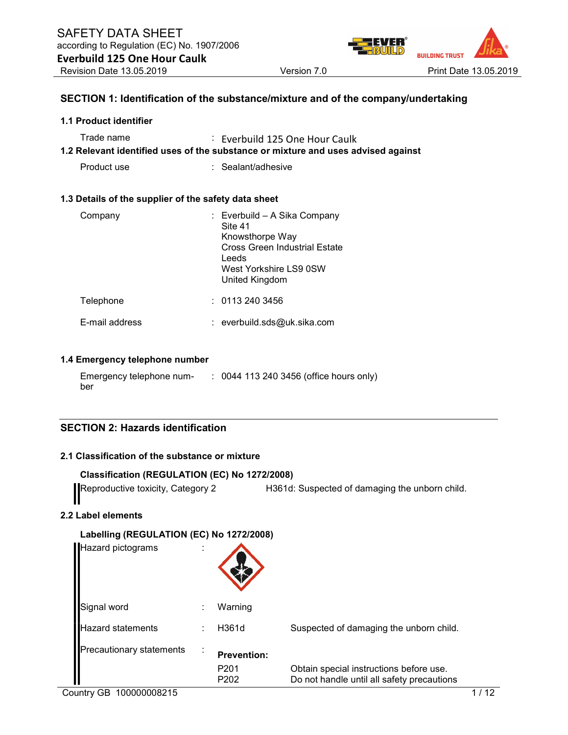# SAFETY DATA SHEET

according to Regulation (EC) No. 1907/2006

**Everbuild 125 One Hour Caulk**

Revision Date 13.05.2019 | Version 7.0 | Print Date 13.05.2019

## SECTION 1: Identification of the substance/mixture and of the company/undertaking

### 1.1 Product identifier

Trade name : Everbuild 125 One Hour Caulk

### 1.2 Relevant identified uses of the substance or mixture and uses advised against

Product use : Sealant/adhesive

### 1.3 Details of the supplier of the safety data sheet

Company : Everbuild – A Sika Company
Site 41
Knowsthorpe Way
Cross Green Industrial Estate
Leeds
West Yorkshire LS9 0SW
United Kingdom

Telephone : 0113 240 3456

E-mail address : everbuild.sds@uk.sika.com

### 1.4 Emergency telephone number

Emergency telephone number : 0044 113 240 3456 (office hours only)

## SECTION 2: Hazards identification

### 2.1 Classification of the substance or mixture

**Classification (REGULATION (EC) No 1272/2008)**

Reproductive toxicity, Category 2 — H361d: Suspected of damaging the unborn child.

### 2.2 Label elements

**Labelling (REGULATION (EC) No 1272/2008)**

Hazard pictograms :

Signal word : Warning

Hazard statements : H361d — Suspected of damaging the unborn child.

Precautionary statements :

**Prevention:**

P201 — Obtain special instructions before use.
P202 — Do not handle until all safety precautions

Country GB 100000008215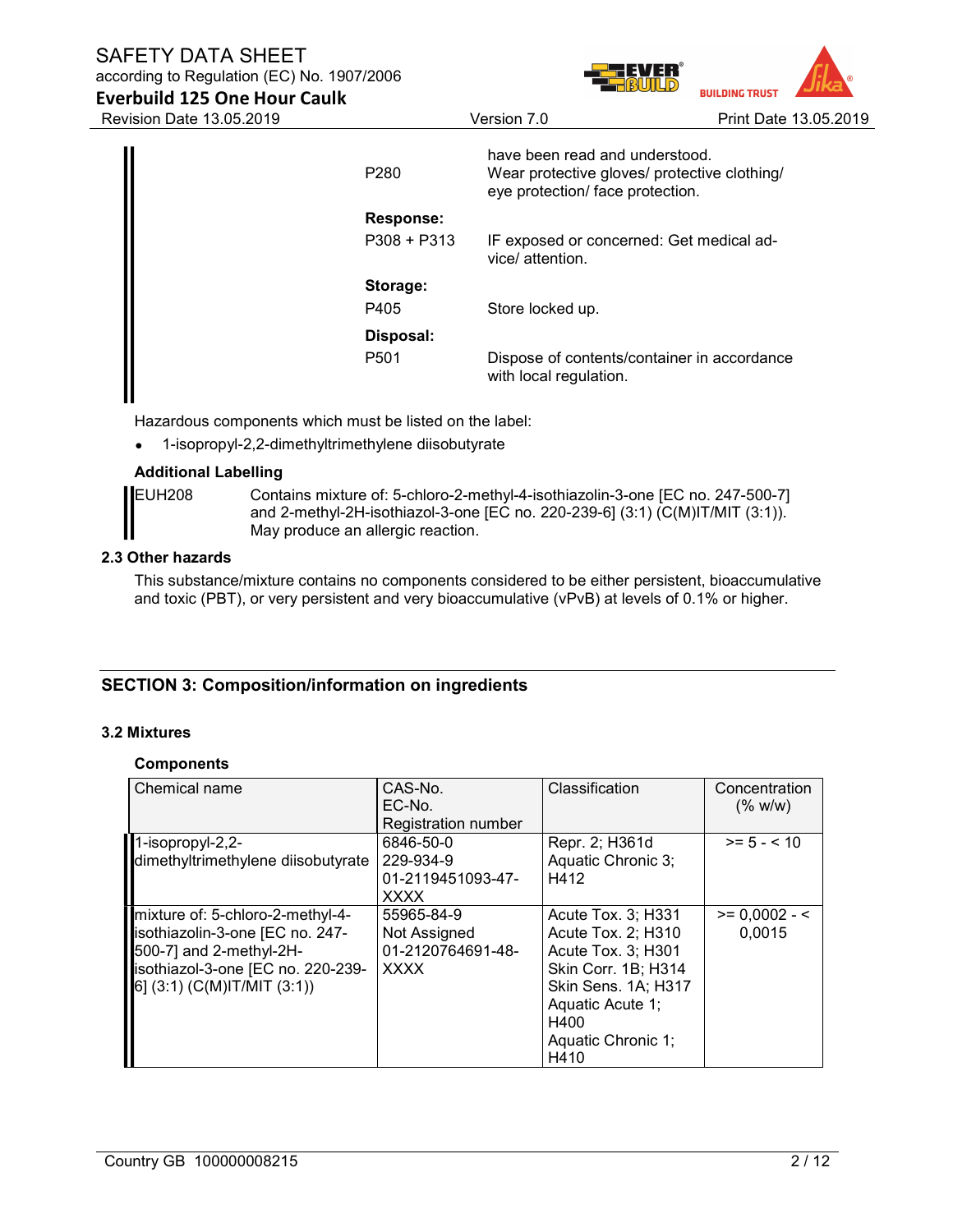| | |
|---|---|
| | have been read and understood. |
| P280 | Wear protective gloves/ protective clothing/ eye protection/ face protection. |
| **Response:** | |
| P308 + P313 | IF exposed or concerned: Get medical advice/ attention. |
| **Storage:** | |
| P405 | Store locked up. |
| **Disposal:** | |
| P501 | Dispose of contents/container in accordance with local regulation. |

Hazardous components which must be listed on the label:

- 1-isopropyl-2,2-dimethyltrimethylene diisobutyrate

**Additional Labelling**

| | |
|---|---|
| EUH208 | Contains mixture of: 5-chloro-2-methyl-4-isothiazolin-3-one [EC no. 247-500-7] and 2-methyl-2H-isothiazol-3-one [EC no. 220-239-6] (3:1) (C(M)IT/MIT (3:1)). May produce an allergic reaction. |

**2.3 Other hazards**

This substance/mixture contains no components considered to be either persistent, bioaccumulative and toxic (PBT), or very persistent and very bioaccumulative (vPvB) at levels of 0.1% or higher.

## SECTION 3: Composition/information on ingredients

**3.2 Mixtures**

**Components**

| Chemical name | CAS-No.<br>EC-No.<br>Registration number | Classification | Concentration (% w/w) |
|---|---|---|---|
| 1-isopropyl-2,2-dimethyltrimethylene diisobutyrate | 6846-50-0<br>229-934-9<br>01-2119451093-47-XXXX | Repr. 2; H361d<br>Aquatic Chronic 3; H412 | >= 5 - < 10 |
| mixture of: 5-chloro-2-methyl-4-isothiazolin-3-one [EC no. 247-500-7] and 2-methyl-2H-isothiazol-3-one [EC no. 220-239-6] (3:1) (C(M)IT/MIT (3:1)) | 55965-84-9<br>Not Assigned<br>01-2120764691-48-XXXX | Acute Tox. 3; H331<br>Acute Tox. 2; H310<br>Acute Tox. 3; H301<br>Skin Corr. 1B; H314<br>Skin Sens. 1A; H317<br>Aquatic Acute 1; H400<br>Aquatic Chronic 1; H410 | >= 0,0002 - < 0,0015 |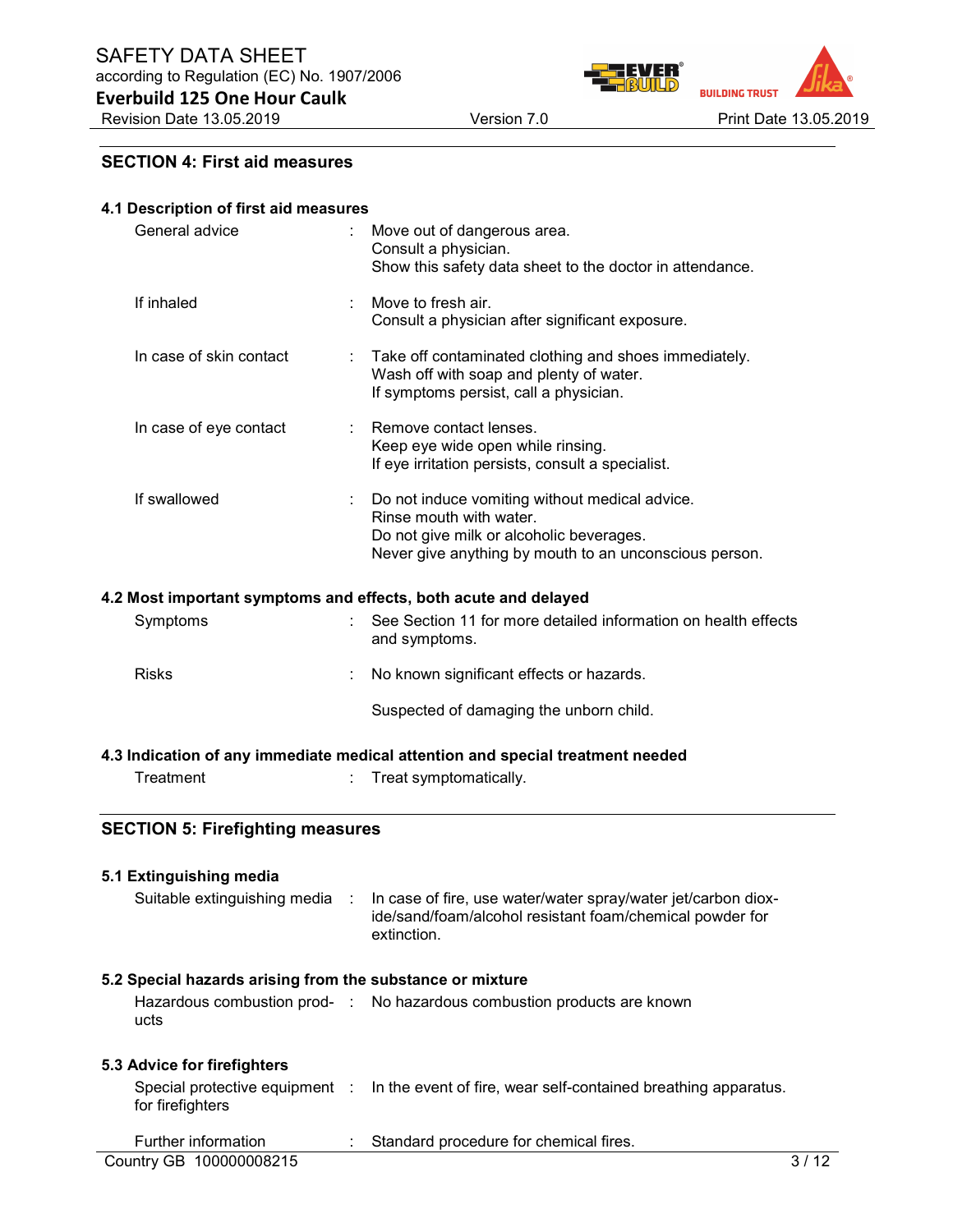## SECTION 4: First aid measures

### 4.1 Description of first aid measures

| | | |
|---|---|---|
| General advice | : | Move out of dangerous area.<br>Consult a physician.<br>Show this safety data sheet to the doctor in attendance. |
| If inhaled | : | Move to fresh air.<br>Consult a physician after significant exposure. |
| In case of skin contact | : | Take off contaminated clothing and shoes immediately.<br>Wash off with soap and plenty of water.<br>If symptoms persist, call a physician. |
| In case of eye contact | : | Remove contact lenses.<br>Keep eye wide open while rinsing.<br>If eye irritation persists, consult a specialist. |
| If swallowed | : | Do not induce vomiting without medical advice.<br>Rinse mouth with water.<br>Do not give milk or alcoholic beverages.<br>Never give anything by mouth to an unconscious person. |

### 4.2 Most important symptoms and effects, both acute and delayed

| | | |
|---|---|---|
| Symptoms | : | See Section 11 for more detailed information on health effects and symptoms. |
| Risks | : | No known significant effects or hazards.<br><br>Suspected of damaging the unborn child. |

### 4.3 Indication of any immediate medical attention and special treatment needed

| | | |
|---|---|---|
| Treatment | : | Treat symptomatically. |

## SECTION 5: Firefighting measures

### 5.1 Extinguishing media

| | | |
|---|---|---|
| Suitable extinguishing media | : | In case of fire, use water/water spray/water jet/carbon dioxide/sand/foam/alcohol resistant foam/chemical powder for extinction. |

### 5.2 Special hazards arising from the substance or mixture

| | | |
|---|---|---|
| Hazardous combustion products | : | No hazardous combustion products are known |

### 5.3 Advice for firefighters

| | | |
|---|---|---|
| Special protective equipment for firefighters | : | In the event of fire, wear self-contained breathing apparatus. |
| Further information | : | Standard procedure for chemical fires. |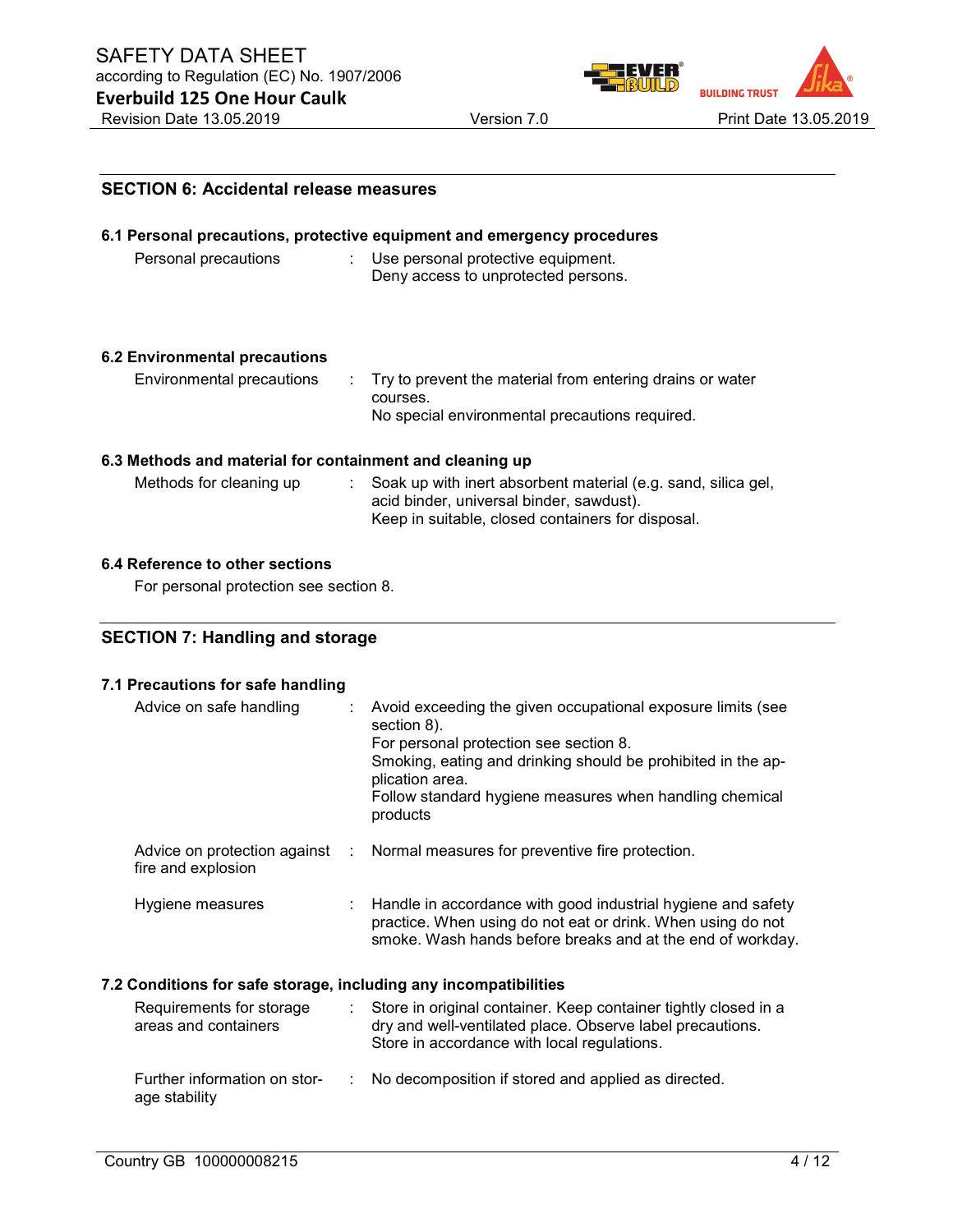## SECTION 6: Accidental release measures

### 6.1 Personal precautions, protective equipment and emergency procedures

| | |
|---|---|
| Personal precautions | Use personal protective equipment.<br>Deny access to unprotected persons. |

### 6.2 Environmental precautions

| | |
|---|---|
| Environmental precautions | Try to prevent the material from entering drains or water courses.<br>No special environmental precautions required. |

### 6.3 Methods and material for containment and cleaning up

| | |
|---|---|
| Methods for cleaning up | Soak up with inert absorbent material (e.g. sand, silica gel, acid binder, universal binder, sawdust).<br>Keep in suitable, closed containers for disposal. |

### 6.4 Reference to other sections

For personal protection see section 8.

## SECTION 7: Handling and storage

### 7.1 Precautions for safe handling

| | |
|---|---|
| Advice on safe handling | Avoid exceeding the given occupational exposure limits (see section 8).<br>For personal protection see section 8.<br>Smoking, eating and drinking should be prohibited in the application area.<br>Follow standard hygiene measures when handling chemical products |
| Advice on protection against fire and explosion | Normal measures for preventive fire protection. |
| Hygiene measures | Handle in accordance with good industrial hygiene and safety practice. When using do not eat or drink. When using do not smoke. Wash hands before breaks and at the end of workday. |

### 7.2 Conditions for safe storage, including any incompatibilities

| | |
|---|---|
| Requirements for storage areas and containers | Store in original container. Keep container tightly closed in a dry and well-ventilated place. Observe label precautions. Store in accordance with local regulations. |
| Further information on storage stability | No decomposition if stored and applied as directed. |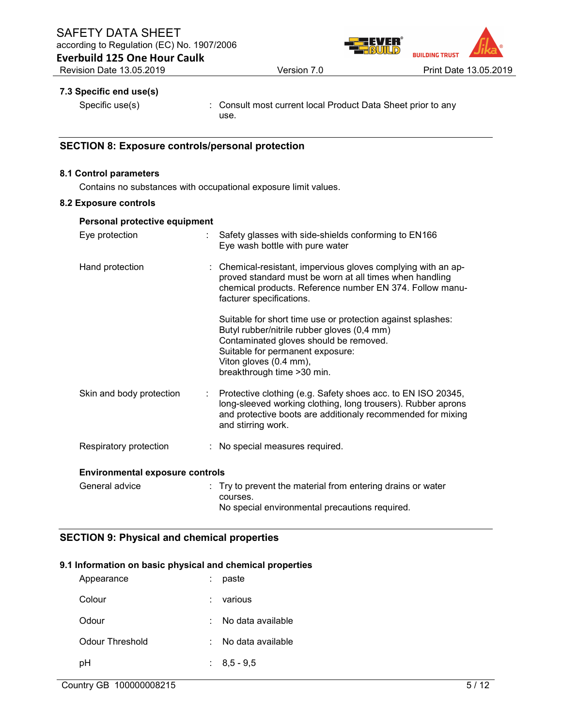### 7.3 Specific end use(s)

| | | |
|---|---|---|
| Specific use(s) | : | Consult most current local Product Data Sheet prior to any use. |

## SECTION 8: Exposure controls/personal protection

### 8.1 Control parameters

Contains no substances with occupational exposure limit values.

### 8.2 Exposure controls

**Personal protective equipment**

| | | |
|---|---|---|
| Eye protection | : | Safety glasses with side-shields conforming to EN166<br>Eye wash bottle with pure water |
| Hand protection | : | Chemical-resistant, impervious gloves complying with an approved standard must be worn at all times when handling chemical products. Reference number EN 374. Follow manufacturer specifications.<br><br>Suitable for short time use or protection against splashes:<br>Butyl rubber/nitrile rubber gloves (0,4 mm)<br>Contaminated gloves should be removed.<br>Suitable for permanent exposure:<br>Viton gloves (0.4 mm),<br>breakthrough time >30 min. |
| Skin and body protection | : | Protective clothing (e.g. Safety shoes acc. to EN ISO 20345, long-sleeved working clothing, long trousers). Rubber aprons and protective boots are additionaly recommended for mixing and stirring work. |
| Respiratory protection | : | No special measures required. |

**Environmental exposure controls**

| | | |
|---|---|---|
| General advice | : | Try to prevent the material from entering drains or water courses.<br>No special environmental precautions required. |

## SECTION 9: Physical and chemical properties

### 9.1 Information on basic physical and chemical properties

| | | |
|---|---|---|
| Appearance | : | paste |
| Colour | : | various |
| Odour | : | No data available |
| Odour Threshold | : | No data available |
| pH | : | 8,5 - 9,5 |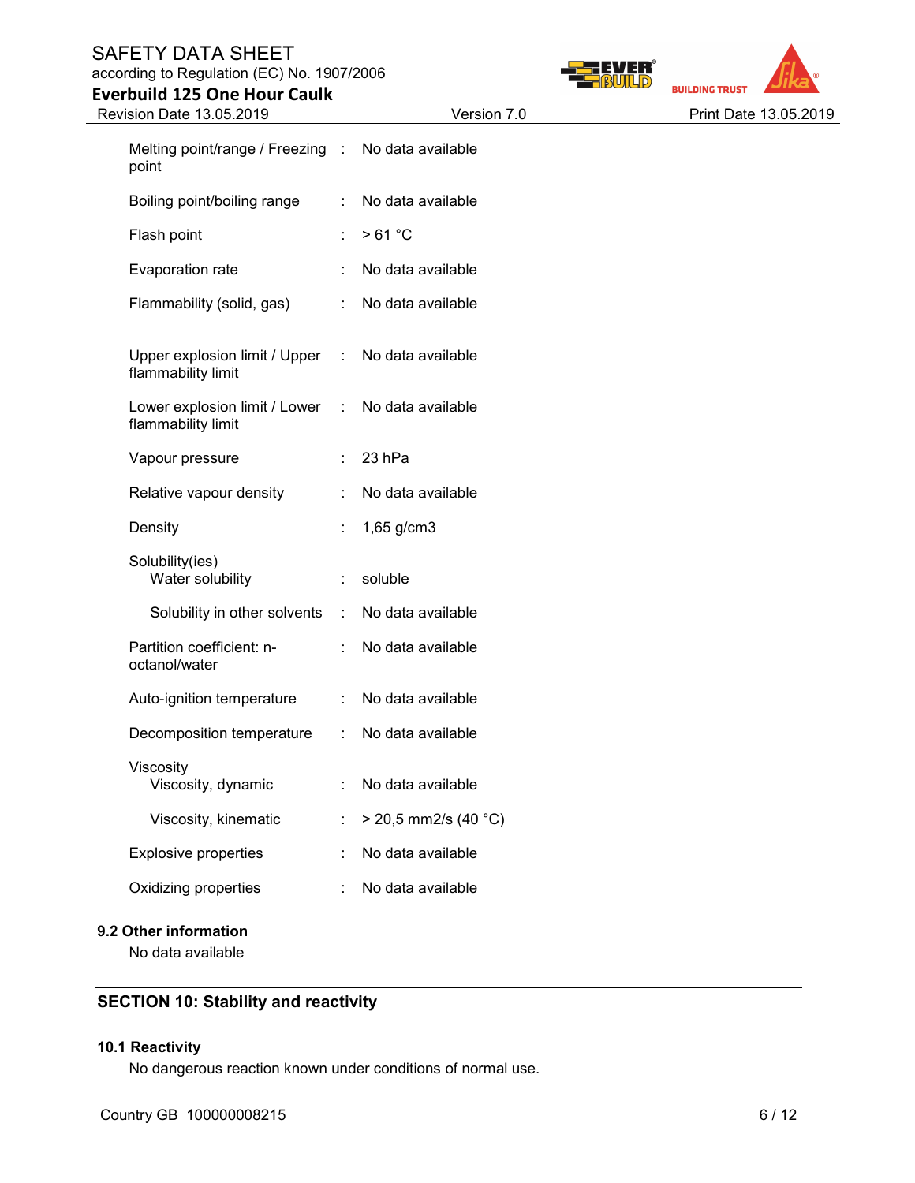| | | |
|---|---|---|
| Melting point/range / Freezing point | : | No data available |
| Boiling point/boiling range | : | No data available |
| Flash point | : | > 61 °C |
| Evaporation rate | : | No data available |
| Flammability (solid, gas) | : | No data available |
| Upper explosion limit / Upper flammability limit | : | No data available |
| Lower explosion limit / Lower flammability limit | : | No data available |
| Vapour pressure | : | 23 hPa |
| Relative vapour density | : | No data available |
| Density | : | 1,65 g/cm3 |
| Solubility(ies) | | |
| Water solubility | : | soluble |
| Solubility in other solvents | : | No data available |
| Partition coefficient: n-octanol/water | : | No data available |
| Auto-ignition temperature | : | No data available |
| Decomposition temperature | : | No data available |
| Viscosity | | |
| Viscosity, dynamic | : | No data available |
| Viscosity, kinematic | : | > 20,5 mm2/s (40 °C) |
| Explosive properties | : | No data available |
| Oxidizing properties | : | No data available |

### 9.2 Other information

No data available

## SECTION 10: Stability and reactivity

### 10.1 Reactivity

No dangerous reaction known under conditions of normal use.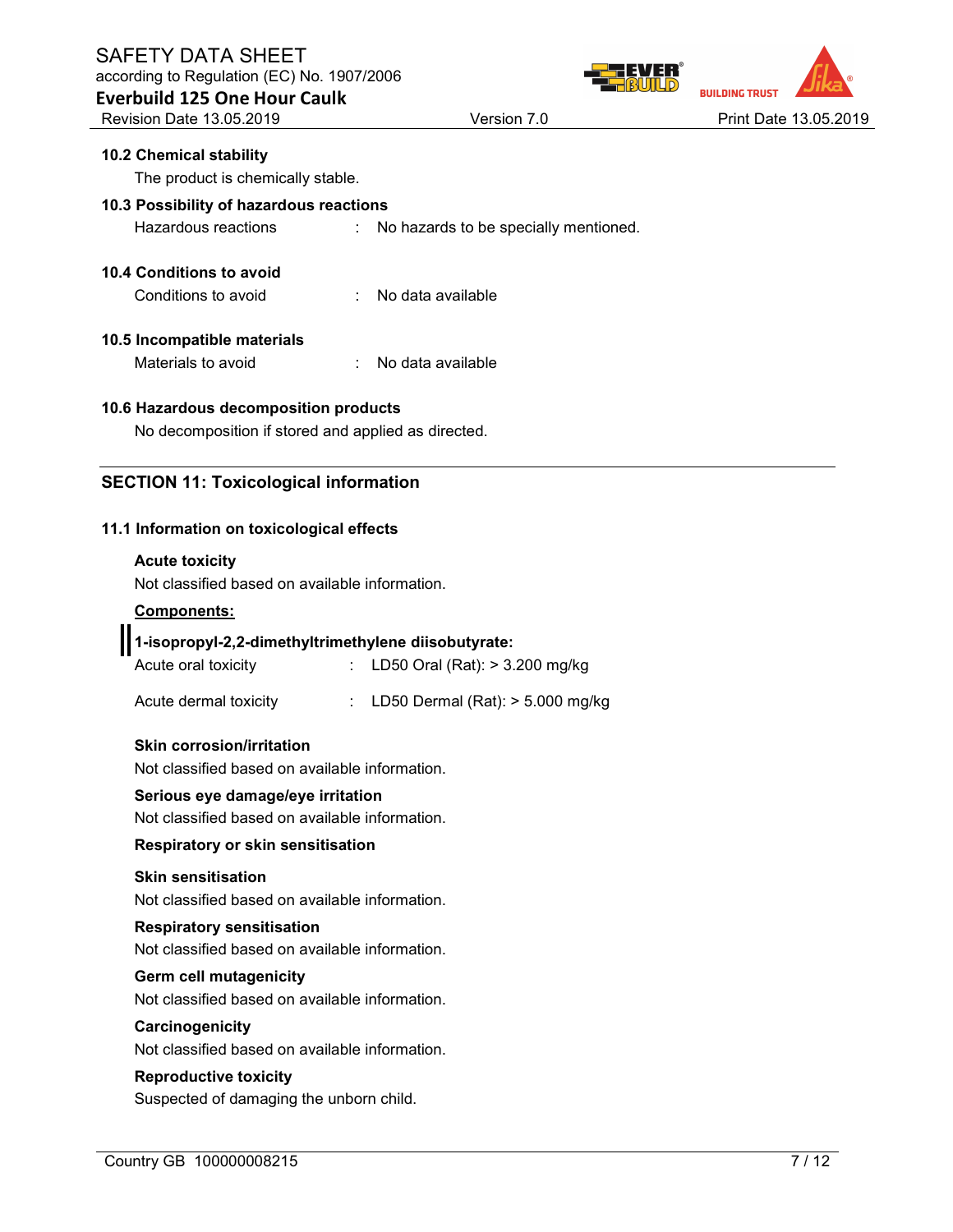**10.2 Chemical stability**

The product is chemically stable.

**10.3 Possibility of hazardous reactions**

Hazardous reactions : No hazards to be specially mentioned.

**10.4 Conditions to avoid**

Conditions to avoid : No data available

**10.5 Incompatible materials**

Materials to avoid : No data available

**10.6 Hazardous decomposition products**

No decomposition if stored and applied as directed.

## SECTION 11: Toxicological information

### 11.1 Information on toxicological effects

**Acute toxicity**

Not classified based on available information.

**Components:**

**1-isopropyl-2,2-dimethyltrimethylene diisobutyrate:**

Acute oral toxicity : LD50 Oral (Rat): > 3.200 mg/kg

Acute dermal toxicity : LD50 Dermal (Rat): > 5.000 mg/kg

**Skin corrosion/irritation**

Not classified based on available information.

**Serious eye damage/eye irritation**

Not classified based on available information.

**Respiratory or skin sensitisation**

**Skin sensitisation**

Not classified based on available information.

**Respiratory sensitisation**

Not classified based on available information.

**Germ cell mutagenicity**

Not classified based on available information.

**Carcinogenicity**

Not classified based on available information.

**Reproductive toxicity**

Suspected of damaging the unborn child.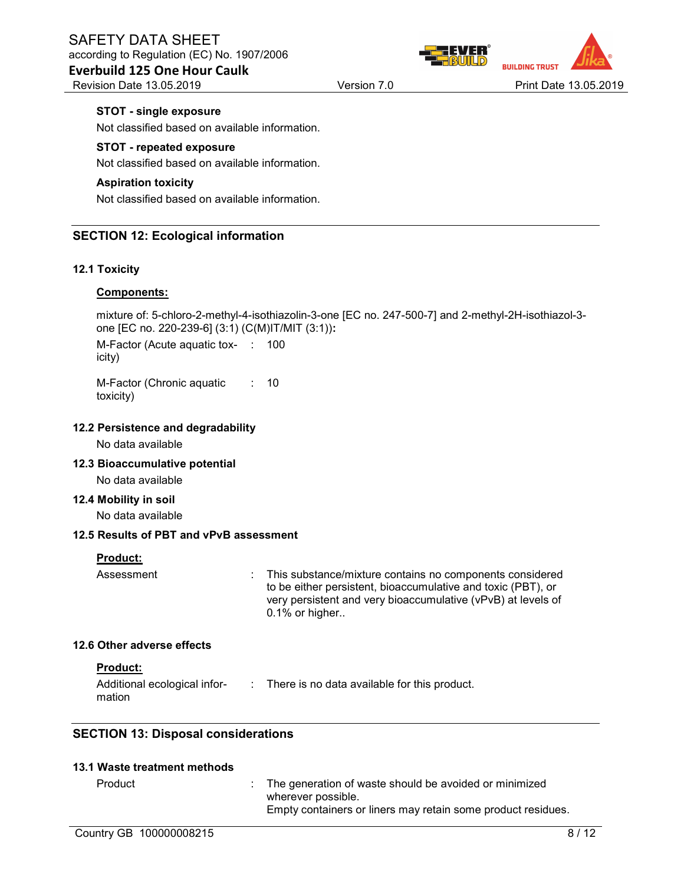**STOT - single exposure**

Not classified based on available information.

**STOT - repeated exposure**

Not classified based on available information.

**Aspiration toxicity**

Not classified based on available information.

## SECTION 12: Ecological information

### 12.1 Toxicity

**Components:**

mixture of: 5-chloro-2-methyl-4-isothiazolin-3-one [EC no. 247-500-7] and 2-methyl-2H-isothiazol-3-one [EC no. 220-239-6] (3:1) (C(M)IT/MIT (3:1))**:**

M-Factor (Acute aquatic toxicity) : 100

M-Factor (Chronic aquatic toxicity) : 10

### 12.2 Persistence and degradability

No data available

### 12.3 Bioaccumulative potential

No data available

### 12.4 Mobility in soil

No data available

### 12.5 Results of PBT and vPvB assessment

**Product:**

Assessment : This substance/mixture contains no components considered to be either persistent, bioaccumulative and toxic (PBT), or very persistent and very bioaccumulative (vPvB) at levels of 0.1% or higher..

### 12.6 Other adverse effects

**Product:**

Additional ecological information : There is no data available for this product.

## SECTION 13: Disposal considerations

### 13.1 Waste treatment methods

Product : The generation of waste should be avoided or minimized wherever possible.
Empty containers or liners may retain some product residues.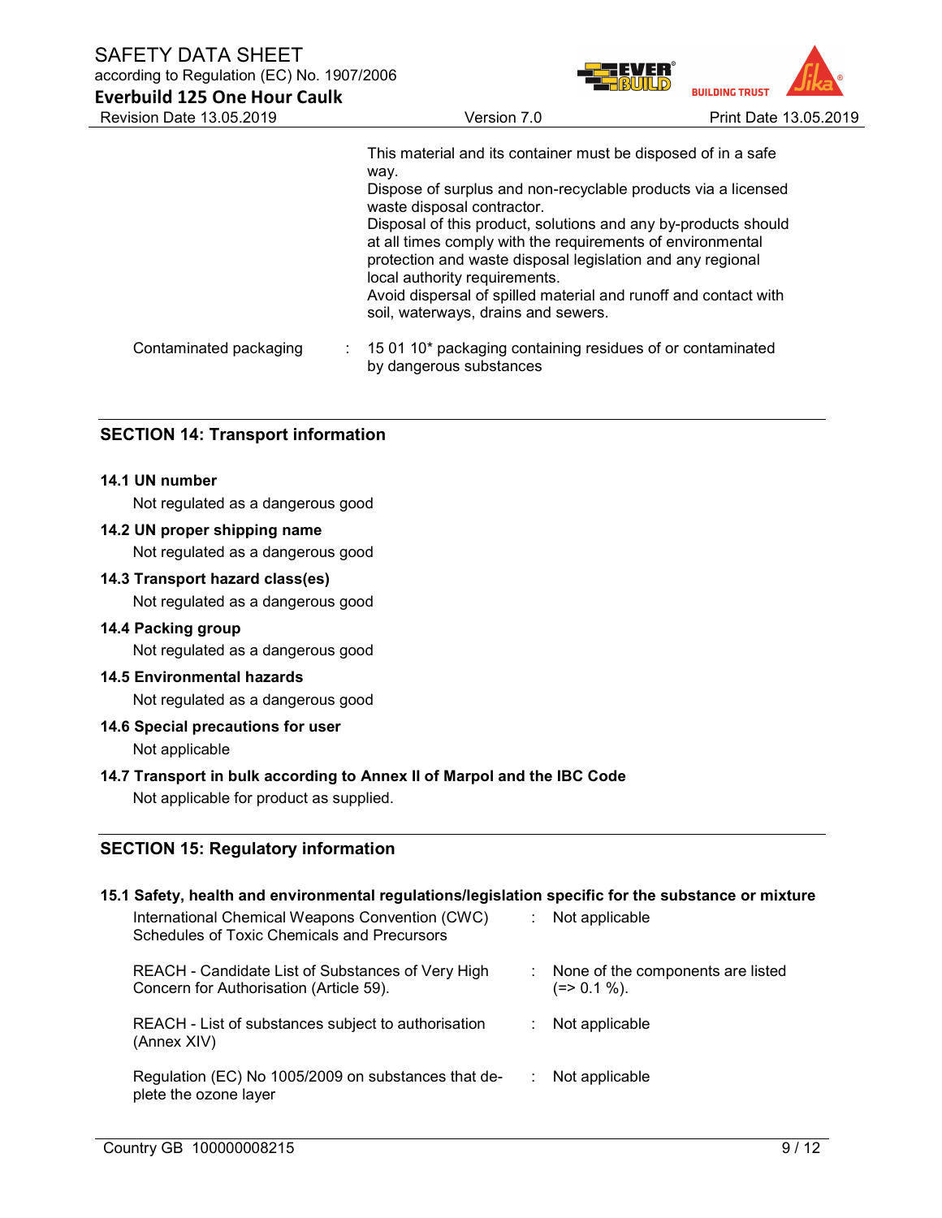This material and its container must be disposed of in a safe way.
Dispose of surplus and non-recyclable products via a licensed waste disposal contractor.
Disposal of this product, solutions and any by-products should at all times comply with the requirements of environmental protection and waste disposal legislation and any regional local authority requirements.
Avoid dispersal of spilled material and runoff and contact with soil, waterways, drains and sewers.

Contaminated packaging : 15 01 10* packaging containing residues of or contaminated by dangerous substances

## SECTION 14: Transport information

**14.1 UN number**

Not regulated as a dangerous good

**14.2 UN proper shipping name**

Not regulated as a dangerous good

**14.3 Transport hazard class(es)**

Not regulated as a dangerous good

**14.4 Packing group**

Not regulated as a dangerous good

**14.5 Environmental hazards**

Not regulated as a dangerous good

**14.6 Special precautions for user**

Not applicable

**14.7 Transport in bulk according to Annex II of Marpol and the IBC Code**

Not applicable for product as supplied.

## SECTION 15: Regulatory information

**15.1 Safety, health and environmental regulations/legislation specific for the substance or mixture**

International Chemical Weapons Convention (CWC) Schedules of Toxic Chemicals and Precursors : Not applicable

REACH - Candidate List of Substances of Very High Concern for Authorisation (Article 59). : None of the components are listed (=> 0.1 %).

REACH - List of substances subject to authorisation (Annex XIV) : Not applicable

Regulation (EC) No 1005/2009 on substances that deplete the ozone layer : Not applicable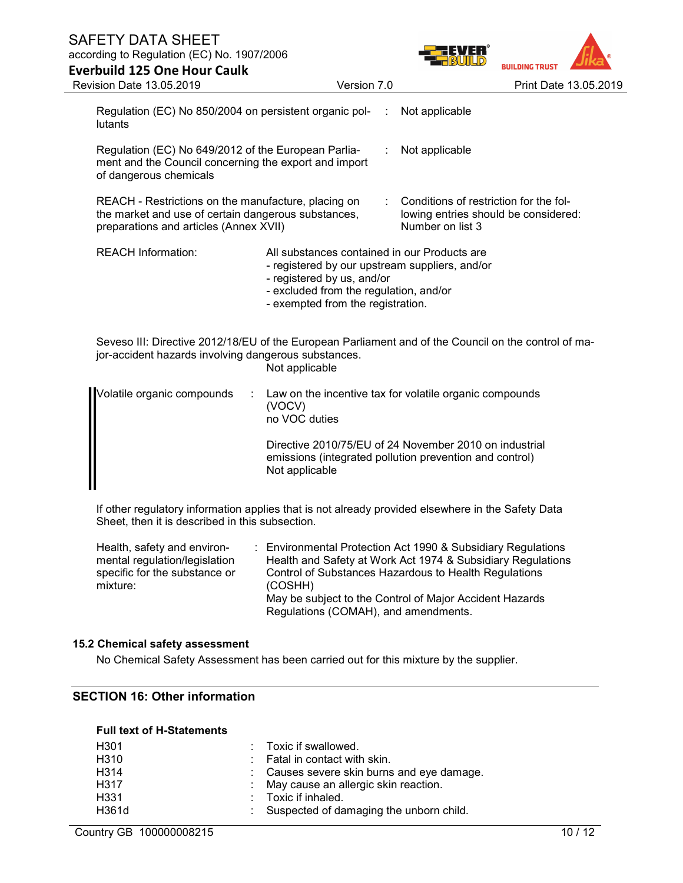| | | |
|---|---|---|
| Regulation (EC) No 850/2004 on persistent organic pollutants | : | Not applicable |
| Regulation (EC) No 649/2012 of the European Parliament and the Council concerning the export and import of dangerous chemicals | : | Not applicable |
| REACH - Restrictions on the manufacture, placing on the market and use of certain dangerous substances, preparations and articles (Annex XVII) | : | Conditions of restriction for the following entries should be considered: Number on list 3 |

REACH Information: All substances contained in our Products are
- registered by our upstream suppliers, and/or
- registered by us, and/or
- excluded from the regulation, and/or
- exempted from the registration.

Seveso III: Directive 2012/18/EU of the European Parliament and of the Council on the control of major-accident hazards involving dangerous substances.
Not applicable

Volatile organic compounds : Law on the incentive tax for volatile organic compounds (VOCV)
no VOC duties

Directive 2010/75/EU of 24 November 2010 on industrial emissions (integrated pollution prevention and control)
Not applicable

If other regulatory information applies that is not already provided elsewhere in the Safety Data Sheet, then it is described in this subsection.

Health, safety and environmental regulation/legislation specific for the substance or mixture: : Environmental Protection Act 1990 & Subsidiary Regulations
Health and Safety at Work Act 1974 & Subsidiary Regulations
Control of Substances Hazardous to Health Regulations (COSHH)
May be subject to the Control of Major Accident Hazards Regulations (COMAH), and amendments.

### 15.2 Chemical safety assessment

No Chemical Safety Assessment has been carried out for this mixture by the supplier.

## SECTION 16: Other information

**Full text of H-Statements**

| | | |
|---|---|---|
| H301 | : | Toxic if swallowed. |
| H310 | : | Fatal in contact with skin. |
| H314 | : | Causes severe skin burns and eye damage. |
| H317 | : | May cause an allergic skin reaction. |
| H331 | : | Toxic if inhaled. |
| H361d | : | Suspected of damaging the unborn child. |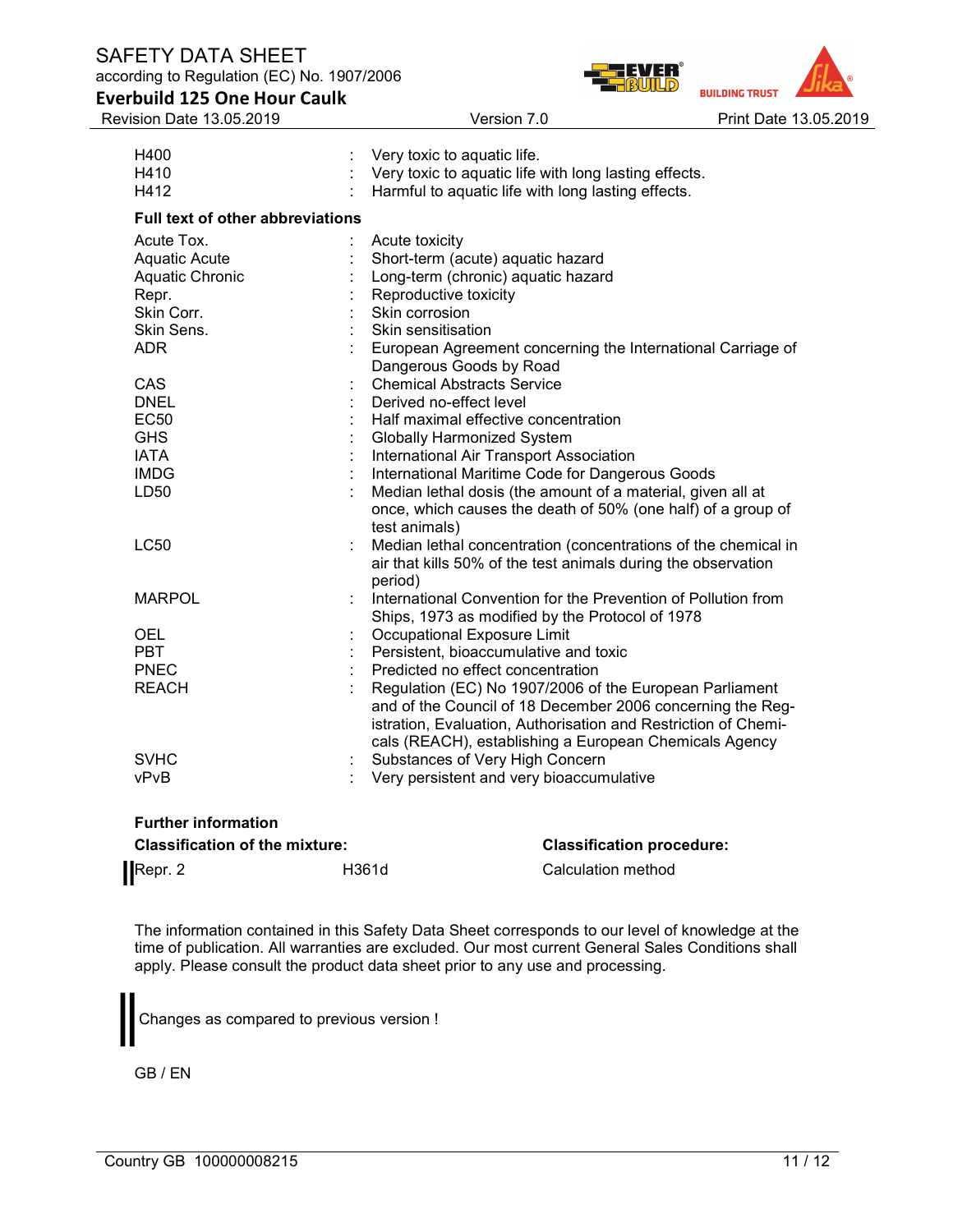| | | |
|---|---|---|
| H400 | : | Very toxic to aquatic life. |
| H410 | : | Very toxic to aquatic life with long lasting effects. |
| H412 | : | Harmful to aquatic life with long lasting effects. |

**Full text of other abbreviations**

| | | |
|---|---|---|
| Acute Tox. | : | Acute toxicity |
| Aquatic Acute | : | Short-term (acute) aquatic hazard |
| Aquatic Chronic | : | Long-term (chronic) aquatic hazard |
| Repr. | : | Reproductive toxicity |
| Skin Corr. | : | Skin corrosion |
| Skin Sens. | : | Skin sensitisation |
| ADR | : | European Agreement concerning the International Carriage of Dangerous Goods by Road |
| CAS | : | Chemical Abstracts Service |
| DNEL | : | Derived no-effect level |
| EC50 | : | Half maximal effective concentration |
| GHS | : | Globally Harmonized System |
| IATA | : | International Air Transport Association |
| IMDG | : | International Maritime Code for Dangerous Goods |
| LD50 | : | Median lethal dosis (the amount of a material, given all at once, which causes the death of 50% (one half) of a group of test animals) |
| LC50 | : | Median lethal concentration (concentrations of the chemical in air that kills 50% of the test animals during the observation period) |
| MARPOL | : | International Convention for the Prevention of Pollution from Ships, 1973 as modified by the Protocol of 1978 |
| OEL | : | Occupational Exposure Limit |
| PBT | : | Persistent, bioaccumulative and toxic |
| PNEC | : | Predicted no effect concentration |
| REACH | : | Regulation (EC) No 1907/2006 of the European Parliament and of the Council of 18 December 2006 concerning the Registration, Evaluation, Authorisation and Restriction of Chemicals (REACH), establishing a European Chemicals Agency |
| SVHC | : | Substances of Very High Concern |
| vPvB | : | Very persistent and very bioaccumulative |

**Further information**

| **Classification of the mixture:** | | **Classification procedure:** |
|---|---|---|
| Repr. 2 | H361d | Calculation method |

The information contained in this Safety Data Sheet corresponds to our level of knowledge at the time of publication. All warranties are excluded. Our most current General Sales Conditions shall apply. Please consult the product data sheet prior to any use and processing.

Changes as compared to previous version !

GB / EN

Country GB 100000008215